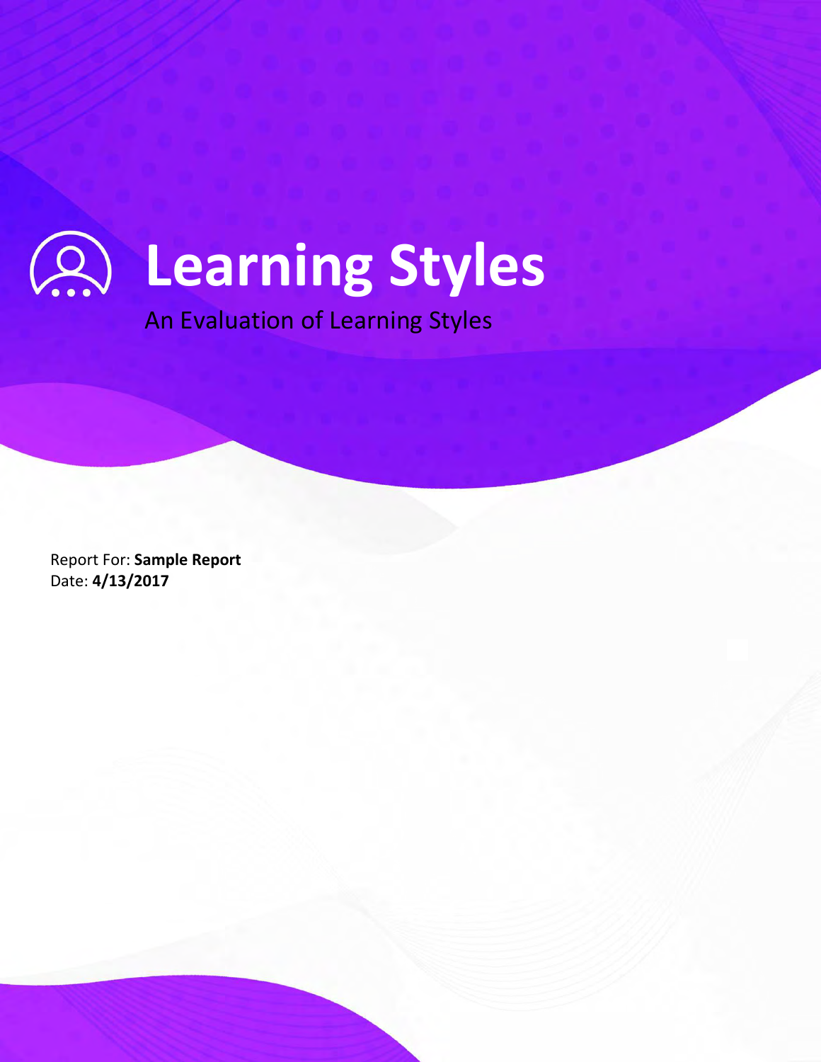# Learning Styles

An Evaluation of Learning Styles

Report For: **Sample Report**
Date: **4/13/2017**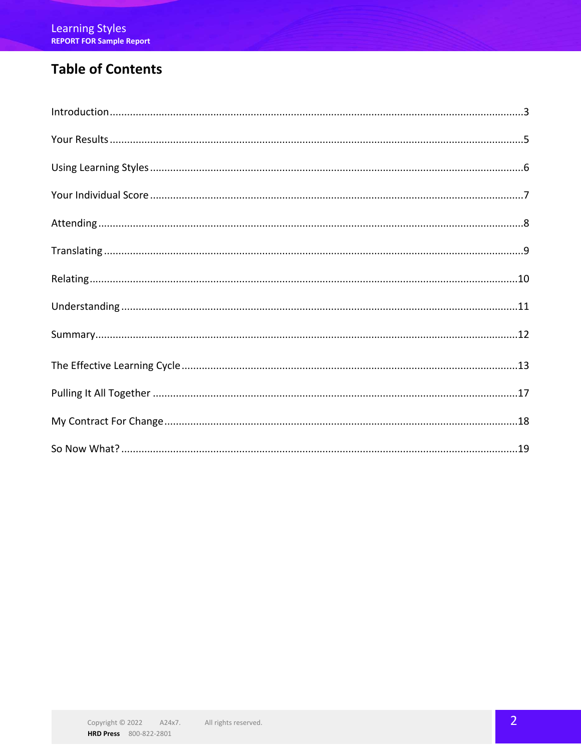# Table of Contents

Introduction ..................................................................................................................................3

Your Results ..................................................................................................................................5

Using Learning Styles ....................................................................................................................6

Your Individual Score ....................................................................................................................7

Attending ......................................................................................................................................8

Translating ....................................................................................................................................9

Relating ......................................................................................................................................10

Understanding ............................................................................................................................11

Summary .....................................................................................................................................12

The Effective Learning Cycle .......................................................................................................13

Pulling It All Together ..................................................................................................................17

My Contract For Change .............................................................................................................18

So Now What? ............................................................................................................................19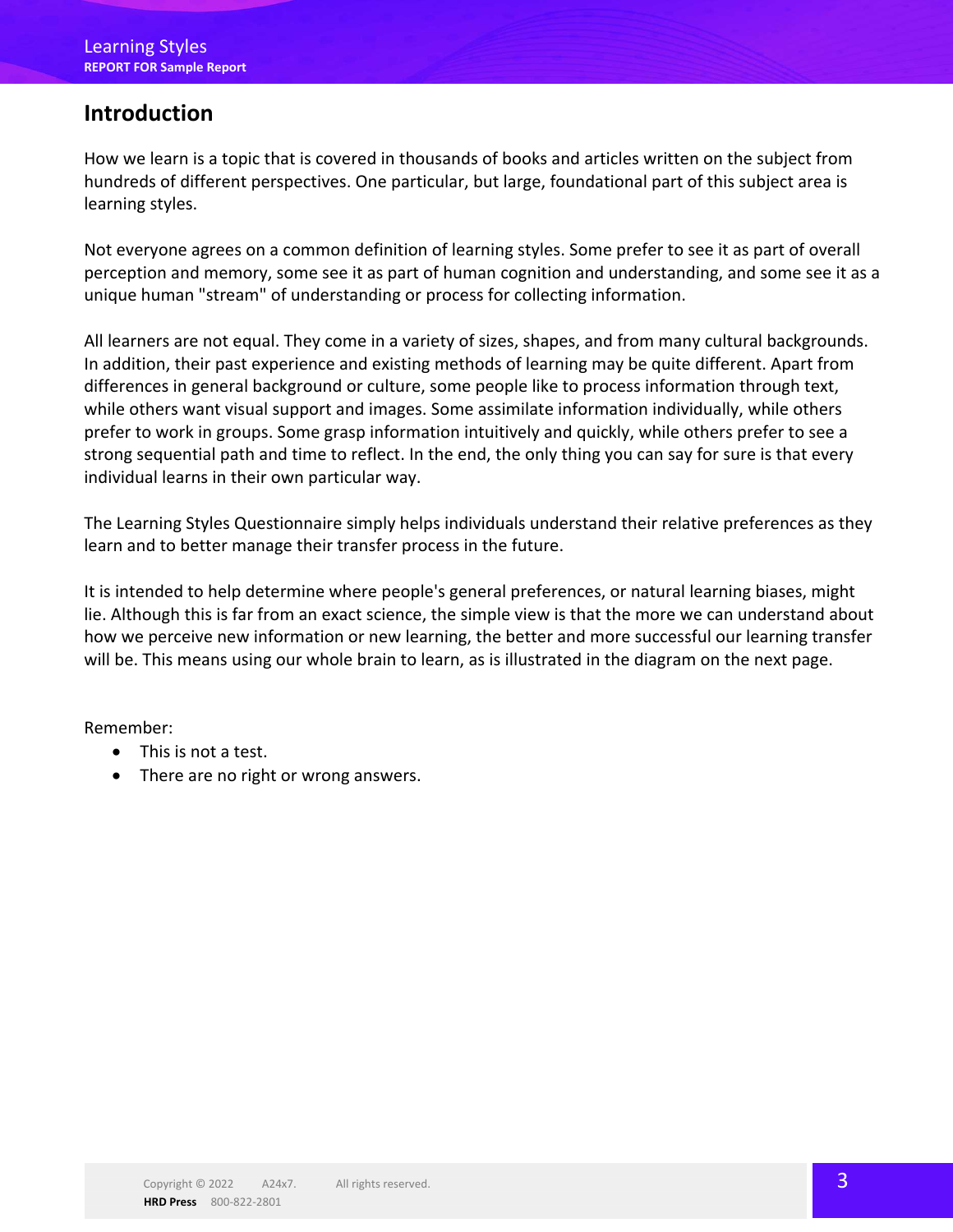## Introduction

How we learn is a topic that is covered in thousands of books and articles written on the subject from hundreds of different perspectives. One particular, but large, foundational part of this subject area is learning styles.

Not everyone agrees on a common definition of learning styles. Some prefer to see it as part of overall perception and memory, some see it as part of human cognition and understanding, and some see it as a unique human "stream" of understanding or process for collecting information.

All learners are not equal. They come in a variety of sizes, shapes, and from many cultural backgrounds. In addition, their past experience and existing methods of learning may be quite different. Apart from differences in general background or culture, some people like to process information through text, while others want visual support and images. Some assimilate information individually, while others prefer to work in groups. Some grasp information intuitively and quickly, while others prefer to see a strong sequential path and time to reflect. In the end, the only thing you can say for sure is that every individual learns in their own particular way.

The Learning Styles Questionnaire simply helps individuals understand their relative preferences as they learn and to better manage their transfer process in the future.

It is intended to help determine where people's general preferences, or natural learning biases, might lie. Although this is far from an exact science, the simple view is that the more we can understand about how we perceive new information or new learning, the better and more successful our learning transfer will be. This means using our whole brain to learn, as is illustrated in the diagram on the next page.

Remember:

- This is not a test.
- There are no right or wrong answers.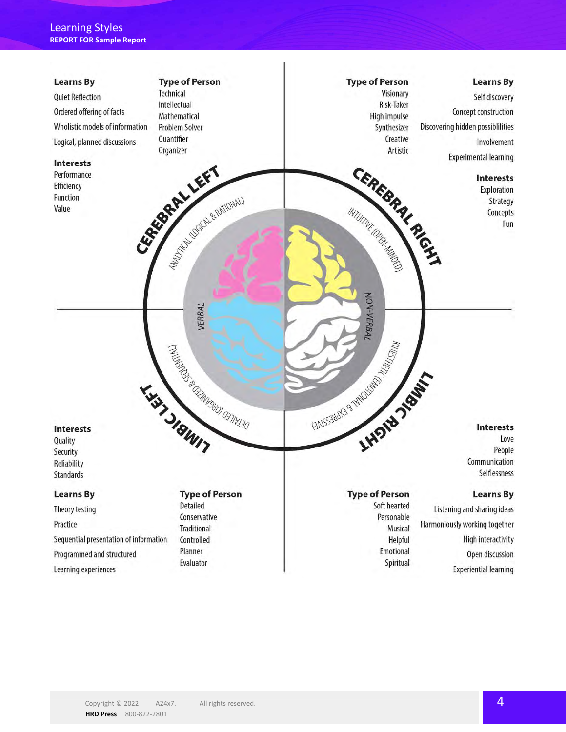## Cerebral Left

**Learns By**

- Quiet Reflection
- Ordered offering of facts
- Wholistic models of information
- Logical, planned discussions

**Type of Person**

- Technical
- Intellectual
- Mathematical
- Problem Solver
- Quantifier
- Organizer

**Interests**

- Performance
- Efficiency
- Function
- Value

ANALYTICAL (LOGICAL & RATIONAL)

## Cerebral Right

**Type of Person**

- Visionary
- Risk-Taker
- High impulse
- Synthesizer
- Creative
- Artistic

**Learns By**

- Self discovery
- Concept construction
- Discovering hidden possiblilities
- Involvement
- Experimental learning

**Interests**

- Exploration
- Strategy
- Concepts
- Fun

INTUITIVE (OPEN-MINDED)

VERBAL

NON-VERBAL

## Limbic Left

DETAILED (ORGANIZED & SEQUENTIAL)

**Interests**

- Quality
- Security
- Reliability
- Standards

**Learns By**

- Theory testing
- Practice
- Sequential presentation of information
- Programmed and structured
- Learning experiences

**Type of Person**

- Detailed
- Conservative
- Traditional
- Controlled
- Planner
- Evaluator

## Limbic Right

KINESTHETIC (EMOTIONAL & EXPRESSIVE)

**Interests**

- Love
- People
- Communication
- Selflessness

**Type of Person**

- Soft hearted
- Personable
- Musical
- Helpful
- Emotional
- Spiritual

**Learns By**

- Listening and sharing ideas
- Harmoniously working together
- High interactivity
- Open discussion
- Experiential learning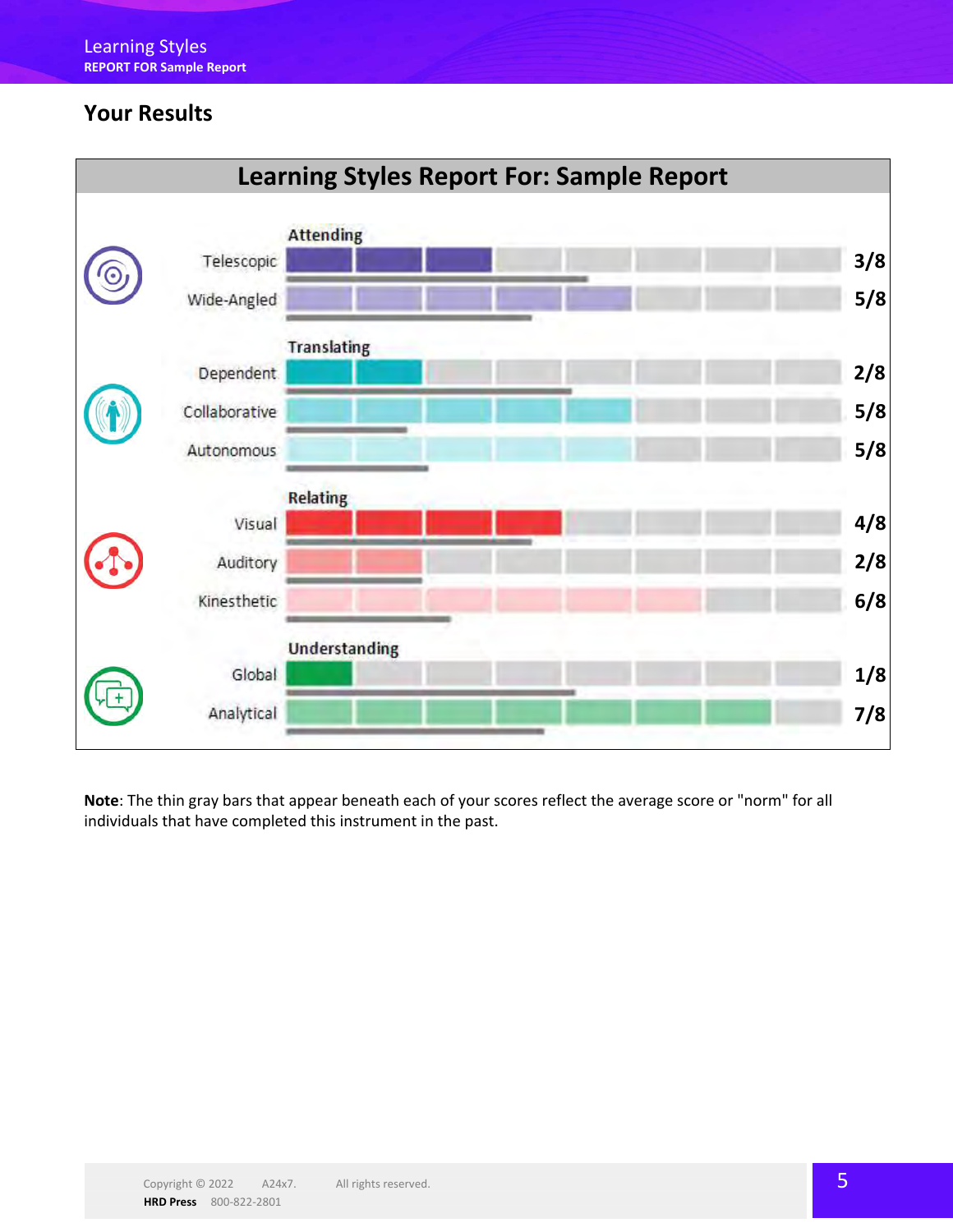## Your Results

### Learning Styles Report For: Sample Report

| Category | Style | Score |
|---|---|---|
| **Attending** | Telescopic | 3/8 |
| | Wide-Angled | 5/8 |
| **Translating** | Dependent | 2/8 |
| | Collaborative | 5/8 |
| | Autonomous | 5/8 |
| **Relating** | Visual | 4/8 |
| | Auditory | 2/8 |
| | Kinesthetic | 6/8 |
| **Understanding** | Global | 1/8 |
| | Analytical | 7/8 |

**Note**: The thin gray bars that appear beneath each of your scores reflect the average score or "norm" for all individuals that have completed this instrument in the past.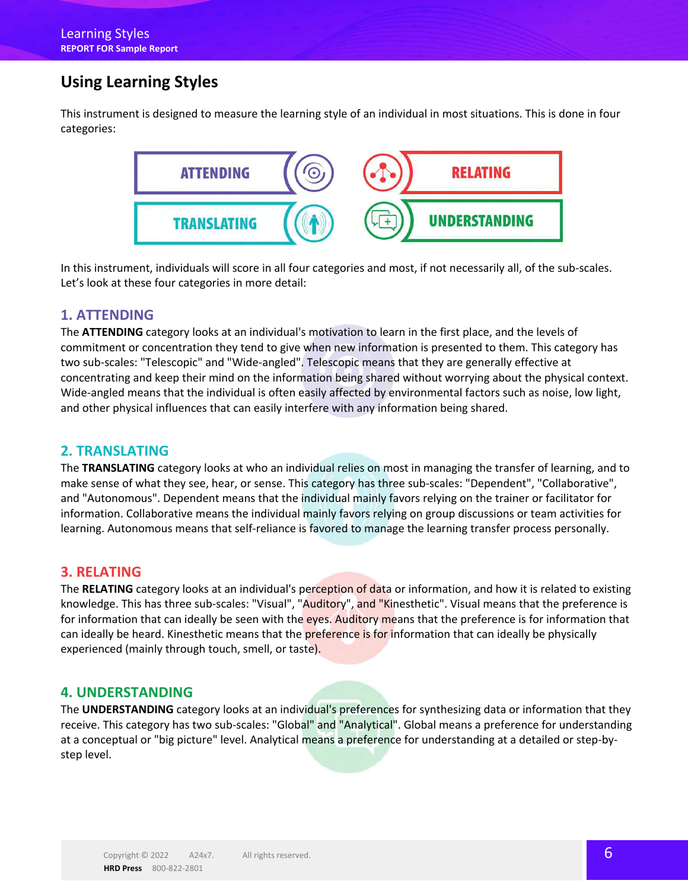## Using Learning Styles

This instrument is designed to measure the learning style of an individual in most situations. This is done in four categories:

- ATTENDING
- RELATING
- TRANSLATING
- UNDERSTANDING

In this instrument, individuals will score in all four categories and most, if not necessarily all, of the sub-scales. Let's look at these four categories in more detail:

### 1. ATTENDING

The **ATTENDING** category looks at an individual's motivation to learn in the first place, and the levels of commitment or concentration they tend to give when new information is presented to them. This category has two sub-scales: "Telescopic" and "Wide-angled". Telescopic means that they are generally effective at concentrating and keep their mind on the information being shared without worrying about the physical context. Wide-angled means that the individual is often easily affected by environmental factors such as noise, low light, and other physical influences that can easily interfere with any information being shared.

### 2. TRANSLATING

The **TRANSLATING** category looks at who an individual relies on most in managing the transfer of learning, and to make sense of what they see, hear, or sense. This category has three sub-scales: "Dependent", "Collaborative", and "Autonomous". Dependent means that the individual mainly favors relying on the trainer or facilitator for information. Collaborative means the individual mainly favors relying on group discussions or team activities for learning. Autonomous means that self-reliance is favored to manage the learning transfer process personally.

### 3. RELATING

The **RELATING** category looks at an individual's perception of data or information, and how it is related to existing knowledge. This has three sub-scales: "Visual", "Auditory", and "Kinesthetic". Visual means that the preference is for information that can ideally be seen with the eyes. Auditory means that the preference is for information that can ideally be heard. Kinesthetic means that the preference is for information that can ideally be physically experienced (mainly through touch, smell, or taste).

### 4. UNDERSTANDING

The **UNDERSTANDING** category looks at an individual's preferences for synthesizing data or information that they receive. This category has two sub-scales: "Global" and "Analytical". Global means a preference for understanding at a conceptual or "big picture" level. Analytical means a preference for understanding at a detailed or step-by-step level.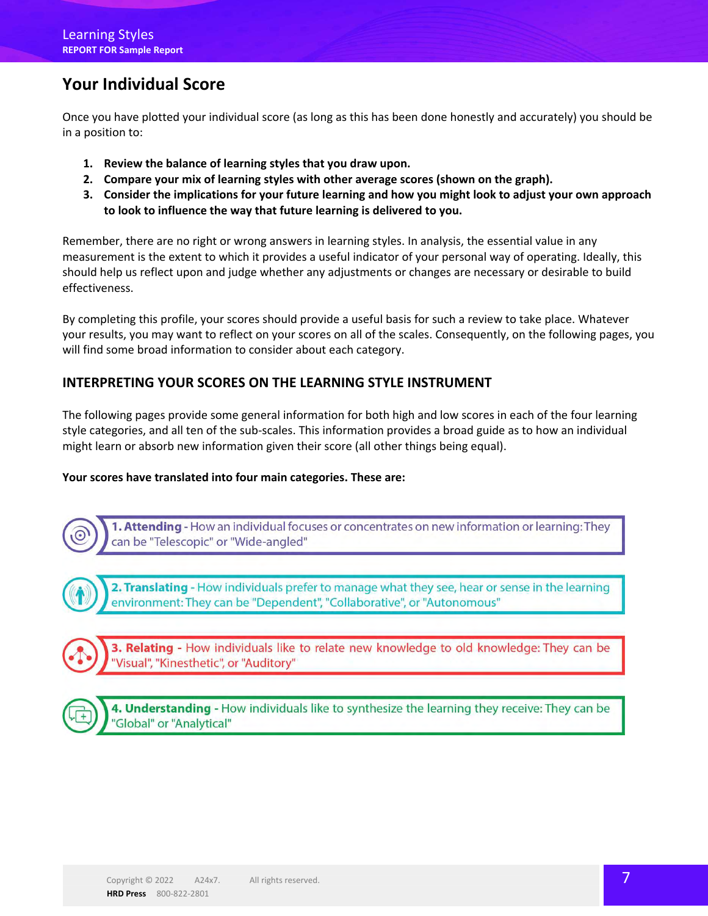## Your Individual Score

Once you have plotted your individual score (as long as this has been done honestly and accurately) you should be in a position to:

1. **Review the balance of learning styles that you draw upon.**
2. **Compare your mix of learning styles with other average scores (shown on the graph).**
3. **Consider the implications for your future learning and how you might look to adjust your own approach to look to influence the way that future learning is delivered to you.**

Remember, there are no right or wrong answers in learning styles. In analysis, the essential value in any measurement is the extent to which it provides a useful indicator of your personal way of operating. Ideally, this should help us reflect upon and judge whether any adjustments or changes are necessary or desirable to build effectiveness.

By completing this profile, your scores should provide a useful basis for such a review to take place. Whatever your results, you may want to reflect on your scores on all of the scales. Consequently, on the following pages, you will find some broad information to consider about each category.

### INTERPRETING YOUR SCORES ON THE LEARNING STYLE INSTRUMENT

The following pages provide some general information for both high and low scores in each of the four learning style categories, and all ten of the sub-scales. This information provides a broad guide as to how an individual might learn or absorb new information given their score (all other things being equal).

**Your scores have translated into four main categories. These are:**

**1. Attending** - How an individual focuses or concentrates on new information or learning: They can be "Telescopic" or "Wide-angled"

**2. Translating** - How individuals prefer to manage what they see, hear or sense in the learning environment: They can be "Dependent", "Collaborative", or "Autonomous"

**3. Relating** - How individuals like to relate new knowledge to old knowledge: They can be "Visual", "Kinesthetic", or "Auditory"

**4. Understanding** - How individuals like to synthesize the learning they receive: They can be "Global" or "Analytical"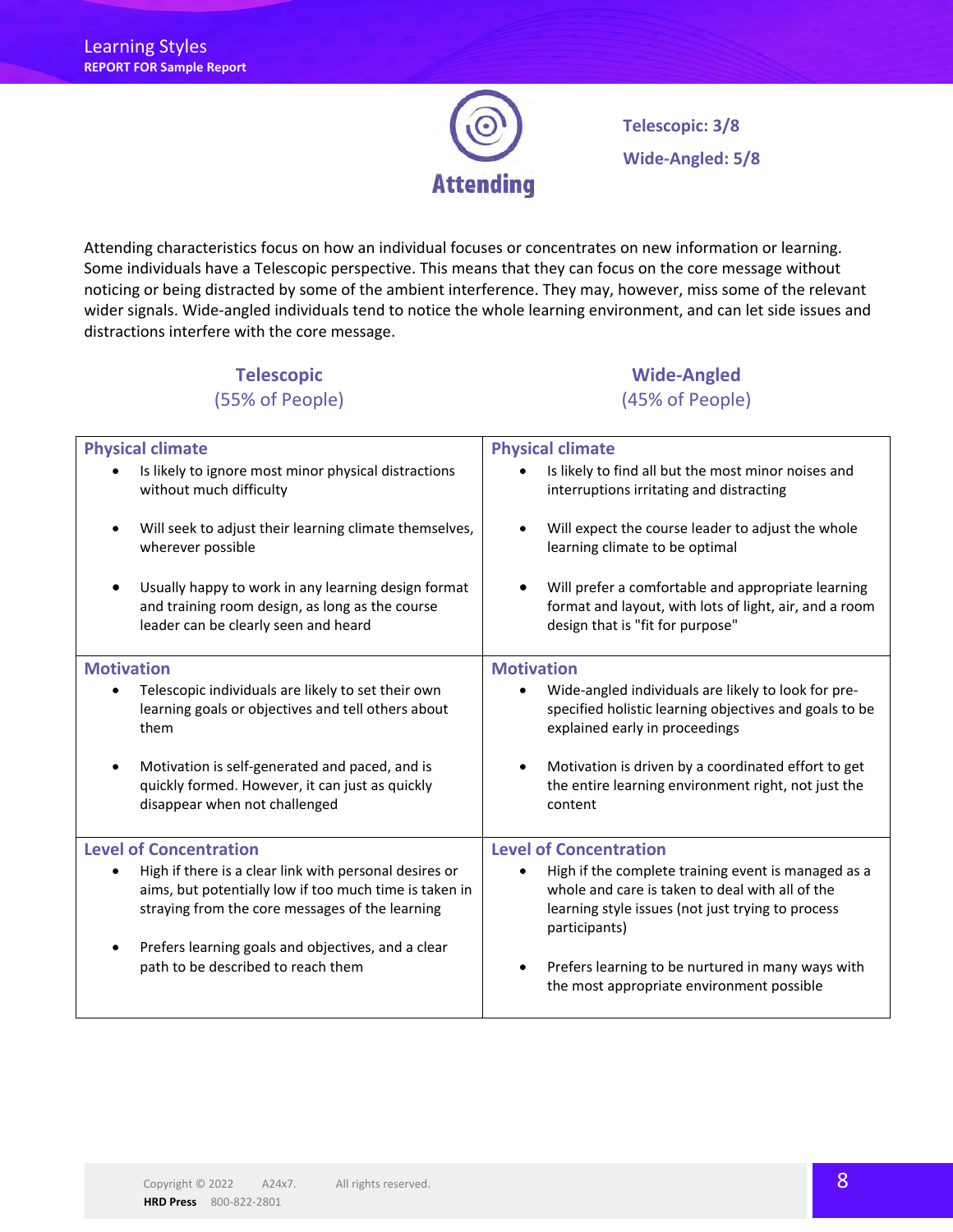## Attending

**Telescopic: 3/8**

**Wide-Angled: 5/8**

Attending characteristics focus on how an individual focuses or concentrates on new information or learning. Some individuals have a Telescopic perspective. This means that they can focus on the core message without noticing or being distracted by some of the ambient interference. They may, however, miss some of the relevant wider signals. Wide-angled individuals tend to notice the whole learning environment, and can let side issues and distractions interfere with the core message.

| Telescopic (55% of People) | Wide-Angled (45% of People) |
|---|---|
| **Physical climate**<br>• Is likely to ignore most minor physical distractions without much difficulty<br>• Will seek to adjust their learning climate themselves, wherever possible<br>• Usually happy to work in any learning design format and training room design, as long as the course leader can be clearly seen and heard | **Physical climate**<br>• Is likely to find all but the most minor noises and interruptions irritating and distracting<br>• Will expect the course leader to adjust the whole learning climate to be optimal<br>• Will prefer a comfortable and appropriate learning format and layout, with lots of light, air, and a room design that is "fit for purpose" |
| **Motivation**<br>• Telescopic individuals are likely to set their own learning goals or objectives and tell others about them<br>• Motivation is self-generated and paced, and is quickly formed. However, it can just as quickly disappear when not challenged | **Motivation**<br>• Wide-angled individuals are likely to look for pre-specified holistic learning objectives and goals to be explained early in proceedings<br>• Motivation is driven by a coordinated effort to get the entire learning environment right, not just the content |
| **Level of Concentration**<br>• High if there is a clear link with personal desires or aims, but potentially low if too much time is taken in straying from the core messages of the learning<br>• Prefers learning goals and objectives, and a clear path to be described to reach them | **Level of Concentration**<br>• High if the complete training event is managed as a whole and care is taken to deal with all of the learning style issues (not just trying to process participants)<br>• Prefers learning to be nurtured in many ways with the most appropriate environment possible |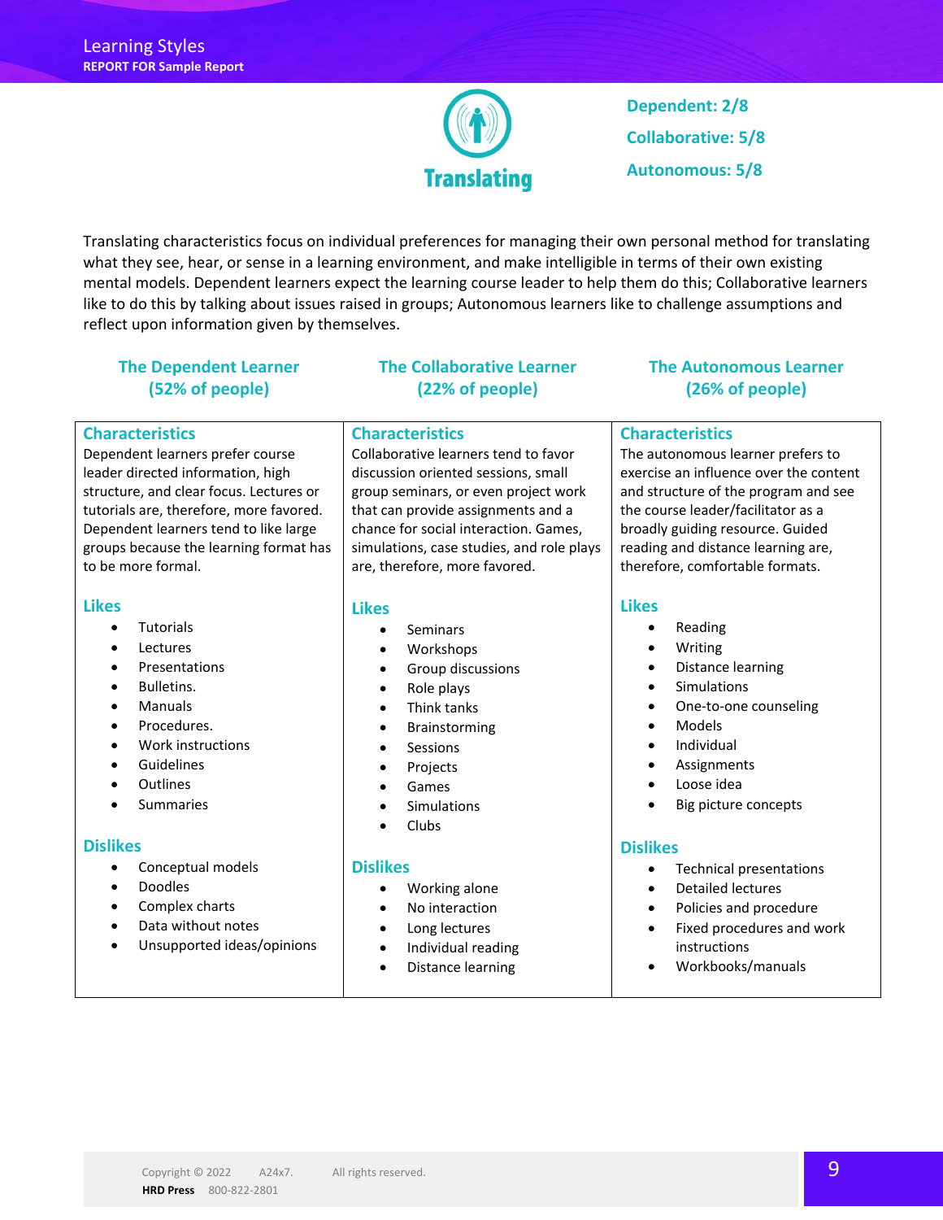# Translating

**Dependent: 2/8**

**Collaborative: 5/8**

**Autonomous: 5/8**

Translating characteristics focus on individual preferences for managing their own personal method for translating what they see, hear, or sense in a learning environment, and make intelligible in terms of their own existing mental models. Dependent learners expect the learning course leader to help them do this; Collaborative learners like to do this by talking about issues raised in groups; Autonomous learners like to challenge assumptions and reflect upon information given by themselves.

## The Dependent Learner (52% of people)

### Characteristics

Dependent learners prefer course leader directed information, high structure, and clear focus. Lectures or tutorials are, therefore, more favored. Dependent learners tend to like large groups because the learning format has to be more formal.

### Likes

- Tutorials
- Lectures
- Presentations
- Bulletins.
- Manuals
- Procedures.
- Work instructions
- Guidelines
- Outlines
- Summaries

### Dislikes

- Conceptual models
- Doodles
- Complex charts
- Data without notes
- Unsupported ideas/opinions

## The Collaborative Learner (22% of people)

### Characteristics

Collaborative learners tend to favor discussion oriented sessions, small group seminars, or even project work that can provide assignments and a chance for social interaction. Games, simulations, case studies, and role plays are, therefore, more favored.

### Likes

- Seminars
- Workshops
- Group discussions
- Role plays
- Think tanks
- Brainstorming
- Sessions
- Projects
- Games
- Simulations
- Clubs

### Dislikes

- Working alone
- No interaction
- Long lectures
- Individual reading
- Distance learning

## The Autonomous Learner (26% of people)

### Characteristics

The autonomous learner prefers to exercise an influence over the content and structure of the program and see the course leader/facilitator as a broadly guiding resource. Guided reading and distance learning are, therefore, comfortable formats.

### Likes

- Reading
- Writing
- Distance learning
- Simulations
- One-to-one counseling
- Models
- Individual
- Assignments
- Loose idea
- Big picture concepts

### Dislikes

- Technical presentations
- Detailed lectures
- Policies and procedure
- Fixed procedures and work instructions
- Workbooks/manuals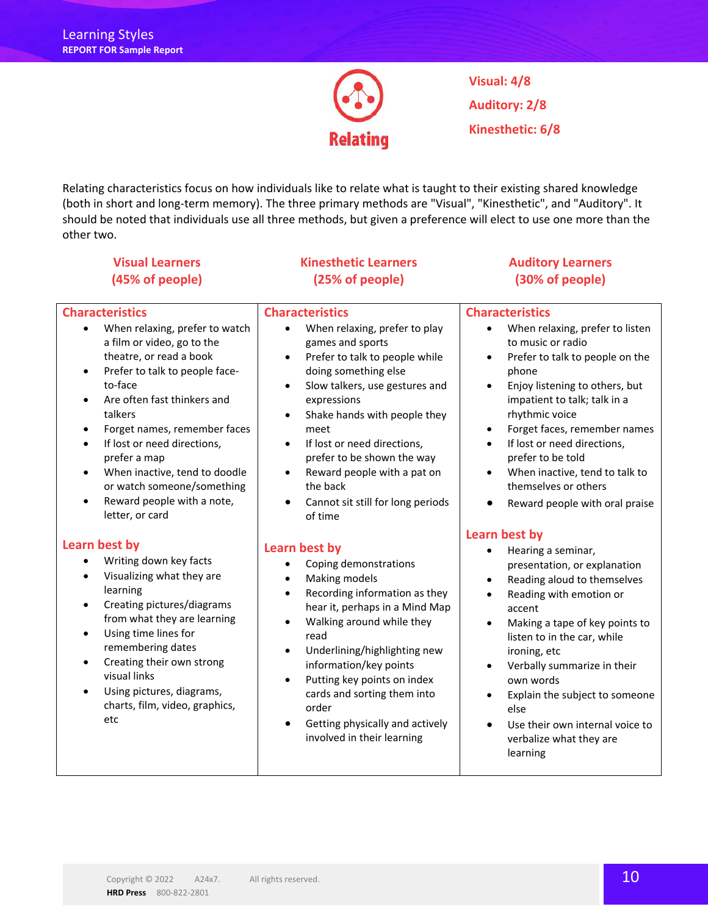## Relating

**Visual: 4/8**

**Auditory: 2/8**

**Kinesthetic: 6/8**

Relating characteristics focus on how individuals like to relate what is taught to their existing shared knowledge (both in short and long-term memory). The three primary methods are "Visual", "Kinesthetic", and "Auditory". It should be noted that individuals use all three methods, but given a preference will elect to use one more than the other two.

### Visual Learners (45% of people)

**Characteristics**

- When relaxing, prefer to watch a film or video, go to the theatre, or read a book
- Prefer to talk to people face-to-face
- Are often fast thinkers and talkers
- Forget names, remember faces
- If lost or need directions, prefer a map
- When inactive, tend to doodle or watch someone/something
- Reward people with a note, letter, or card

**Learn best by**

- Writing down key facts
- Visualizing what they are learning
- Creating pictures/diagrams from what they are learning
- Using time lines for remembering dates
- Creating their own strong visual links
- Using pictures, diagrams, charts, film, video, graphics, etc

### Kinesthetic Learners (25% of people)

**Characteristics**

- When relaxing, prefer to play games and sports
- Prefer to talk to people while doing something else
- Slow talkers, use gestures and expressions
- Shake hands with people they meet
- If lost or need directions, prefer to be shown the way
- Reward people with a pat on the back
- Cannot sit still for long periods of time

**Learn best by**

- Coping demonstrations
- Making models
- Recording information as they hear it, perhaps in a Mind Map
- Walking around while they read
- Underlining/highlighting new information/key points
- Putting key points on index cards and sorting them into order
- Getting physically and actively involved in their learning

### Auditory Learners (30% of people)

**Characteristics**

- When relaxing, prefer to listen to music or radio
- Prefer to talk to people on the phone
- Enjoy listening to others, but impatient to talk; talk in a rhythmic voice
- Forget faces, remember names
- If lost or need directions, prefer to be told
- When inactive, tend to talk to themselves or others
- Reward people with oral praise

**Learn best by**

- Hearing a seminar, presentation, or explanation
- Reading aloud to themselves
- Reading with emotion or accent
- Making a tape of key points to listen to in the car, while ironing, etc
- Verbally summarize in their own words
- Explain the subject to someone else
- Use their own internal voice to verbalize what they are learning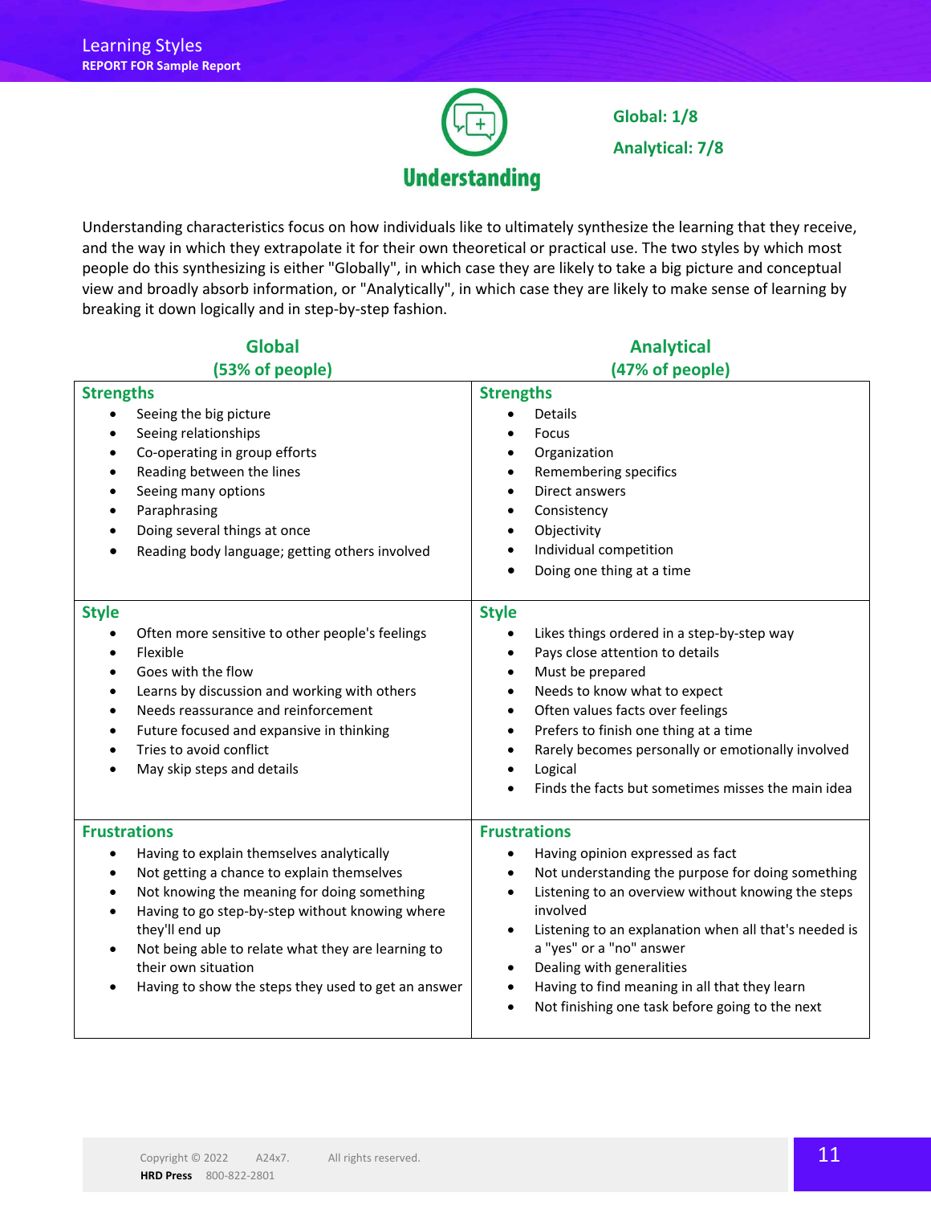# Understanding

**Global: 1/8**

**Analytical: 7/8**

Understanding characteristics focus on how individuals like to ultimately synthesize the learning that they receive, and the way in which they extrapolate it for their own theoretical or practical use. The two styles by which most people do this synthesizing is either "Globally", in which case they are likely to take a big picture and conceptual view and broadly absorb information, or "Analytically", in which case they are likely to make sense of learning by breaking it down logically and in step-by-step fashion.

| Global (53% of people) | Analytical (47% of people) |
|---|---|
| **Strengths**<br>• Seeing the big picture<br>• Seeing relationships<br>• Co-operating in group efforts<br>• Reading between the lines<br>• Seeing many options<br>• Paraphrasing<br>• Doing several things at once<br>• Reading body language; getting others involved | **Strengths**<br>• Details<br>• Focus<br>• Organization<br>• Remembering specifics<br>• Direct answers<br>• Consistency<br>• Objectivity<br>• Individual competition<br>• Doing one thing at a time |
| **Style**<br>• Often more sensitive to other people's feelings<br>• Flexible<br>• Goes with the flow<br>• Learns by discussion and working with others<br>• Needs reassurance and reinforcement<br>• Future focused and expansive in thinking<br>• Tries to avoid conflict<br>• May skip steps and details | **Style**<br>• Likes things ordered in a step-by-step way<br>• Pays close attention to details<br>• Must be prepared<br>• Needs to know what to expect<br>• Often values facts over feelings<br>• Prefers to finish one thing at a time<br>• Rarely becomes personally or emotionally involved<br>• Logical<br>• Finds the facts but sometimes misses the main idea |
| **Frustrations**<br>• Having to explain themselves analytically<br>• Not getting a chance to explain themselves<br>• Not knowing the meaning for doing something<br>• Having to go step-by-step without knowing where they'll end up<br>• Not being able to relate what they are learning to their own situation<br>• Having to show the steps they used to get an answer | **Frustrations**<br>• Having opinion expressed as fact<br>• Not understanding the purpose for doing something<br>• Listening to an overview without knowing the steps involved<br>• Listening to an explanation when all that's needed is a "yes" or a "no" answer<br>• Dealing with generalities<br>• Having to find meaning in all that they learn<br>• Not finishing one task before going to the next |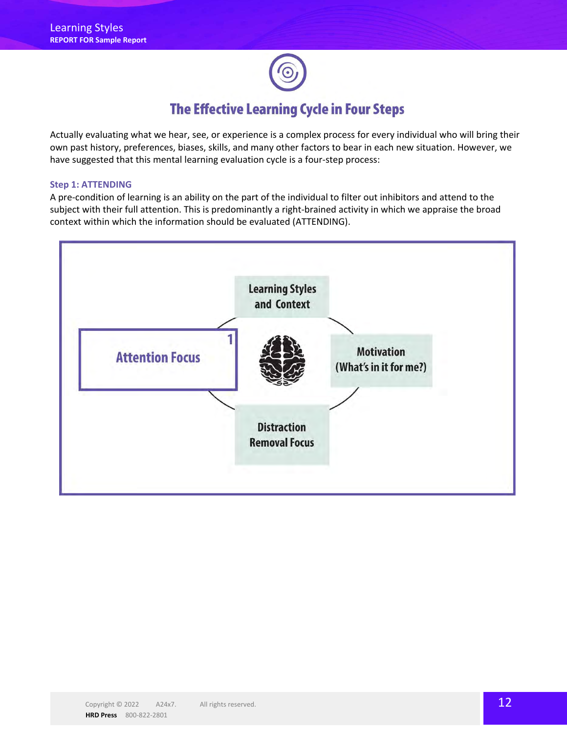## The Effective Learning Cycle in Four Steps

Actually evaluating what we hear, see, or experience is a complex process for every individual who will bring their own past history, preferences, biases, skills, and many other factors to bear in each new situation. However, we have suggested that this mental learning evaluation cycle is a four-step process:

### Step 1: ATTENDING

A pre-condition of learning is an ability on the part of the individual to filter out inhibitors and attend to the subject with their full attention. This is predominantly a right-brained activity in which we appraise the broad context within which the information should be evaluated (ATTENDING).

Learning Styles and Context

1 Attention Focus

Motivation (What's in it for me?)

Distraction Removal Focus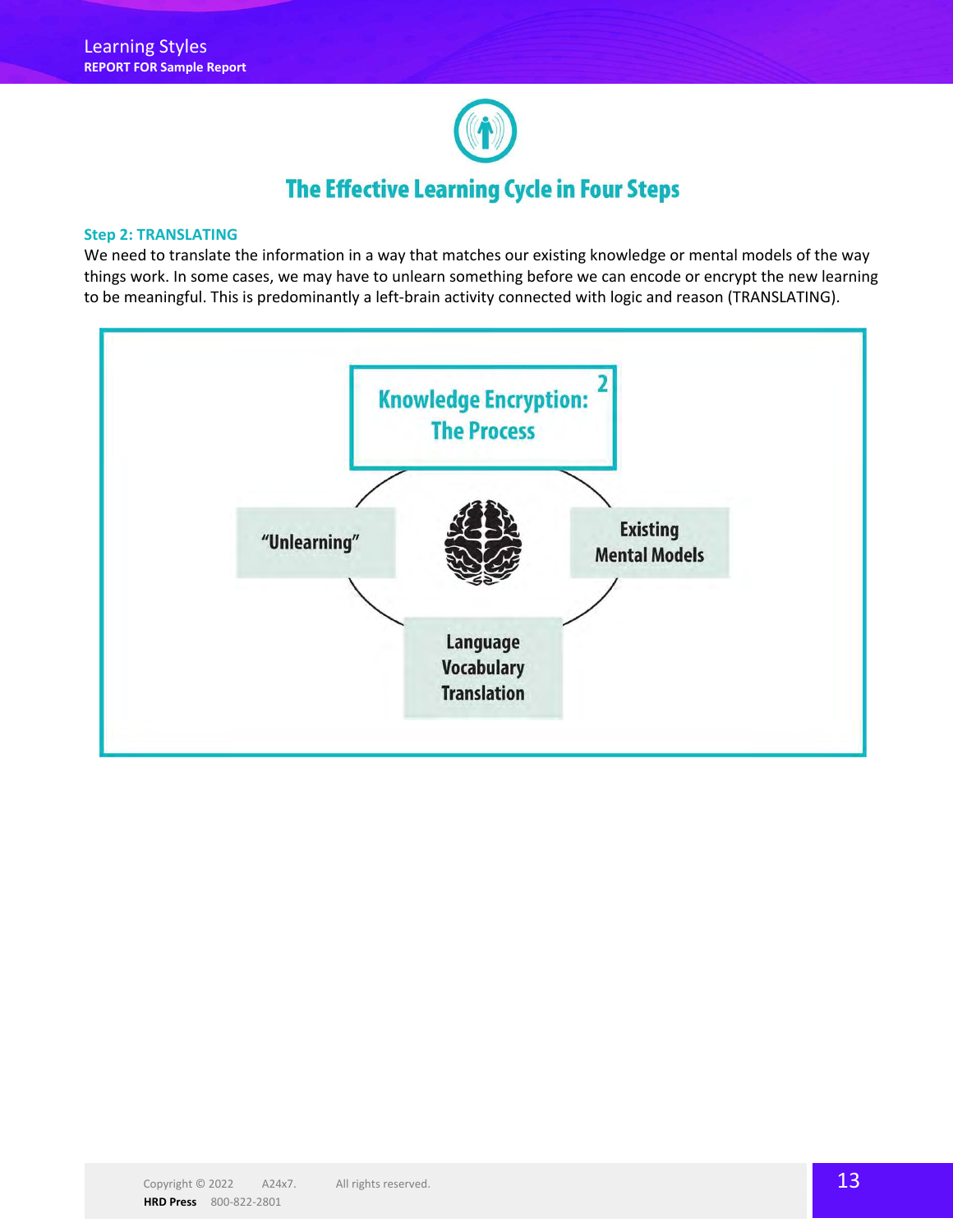## The Effective Learning Cycle in Four Steps

**Step 2: TRANSLATING**

We need to translate the information in a way that matches our existing knowledge or mental models of the way things work. In some cases, we may have to unlearn something before we can encode or encrypt the new learning to be meaningful. This is predominantly a left-brain activity connected with logic and reason (TRANSLATING).

**Knowledge Encryption: The Process** 2

- "Unlearning"
- Existing Mental Models
- Language Vocabulary Translation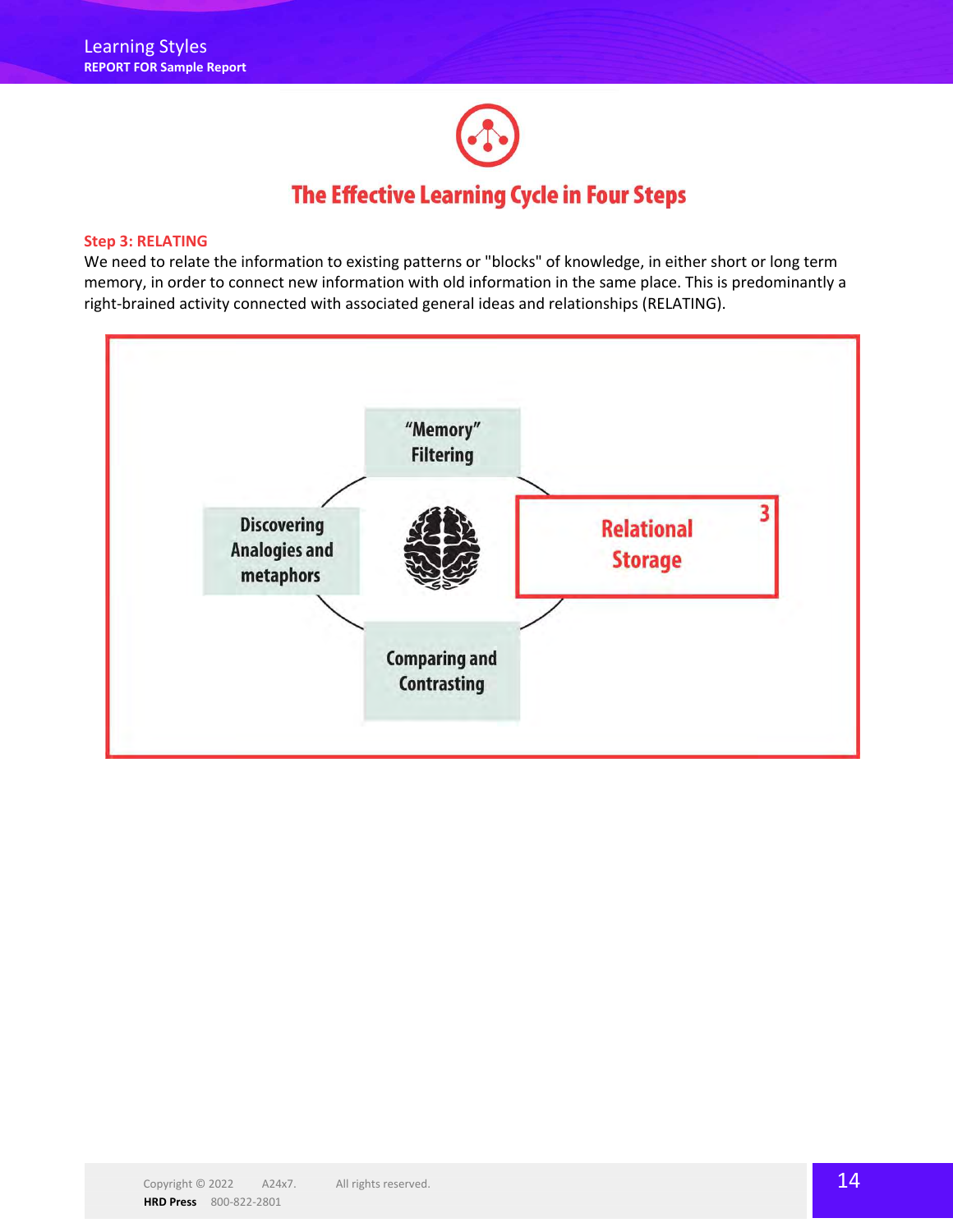## The Effective Learning Cycle in Four Steps

**Step 3: RELATING**

We need to relate the information to existing patterns or "blocks" of knowledge, in either short or long term memory, in order to connect new information with old information in the same place. This is predominantly a right-brained activity connected with associated general ideas and relationships (RELATING).

"Memory" Filtering

Discovering Analogies and metaphors

Relational Storage 3

Comparing and Contrasting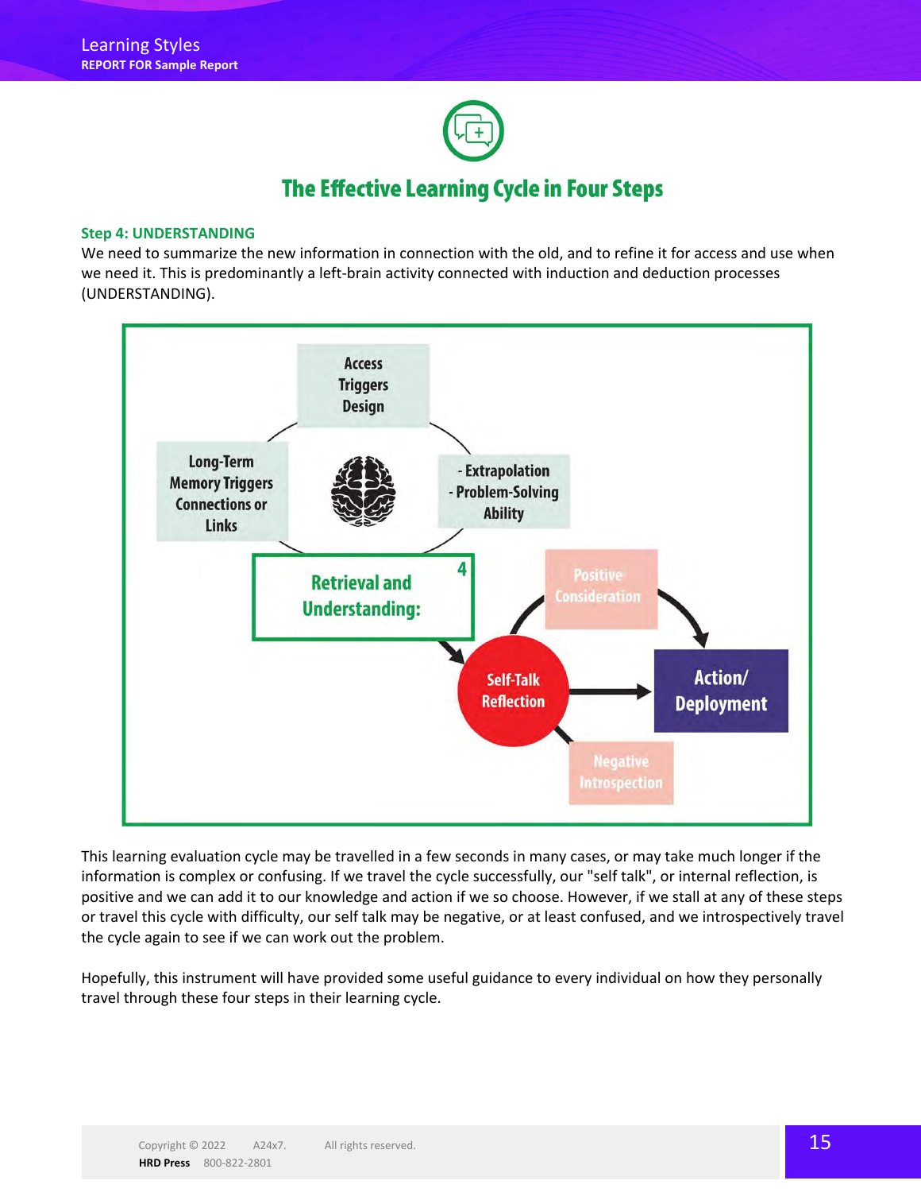## The Effective Learning Cycle in Four Steps

**Step 4: UNDERSTANDING**

We need to summarize the new information in connection with the old, and to refine it for access and use when we need it. This is predominantly a left-brain activity connected with induction and deduction processes (UNDERSTANDING).

Access Triggers Design

Long-Term Memory Triggers Connections or Links

- Extrapolation
- Problem-Solving Ability

Retrieval and Understanding: 4

Positive Consideration

Self-Talk Reflection

Action/ Deployment

Negative Introspection

This learning evaluation cycle may be travelled in a few seconds in many cases, or may take much longer if the information is complex or confusing. If we travel the cycle successfully, our "self talk", or internal reflection, is positive and we can add it to our knowledge and action if we so choose. However, if we stall at any of these steps or travel this cycle with difficulty, our self talk may be negative, or at least confused, and we introspectively travel the cycle again to see if we can work out the problem.

Hopefully, this instrument will have provided some useful guidance to every individual on how they personally travel through these four steps in their learning cycle.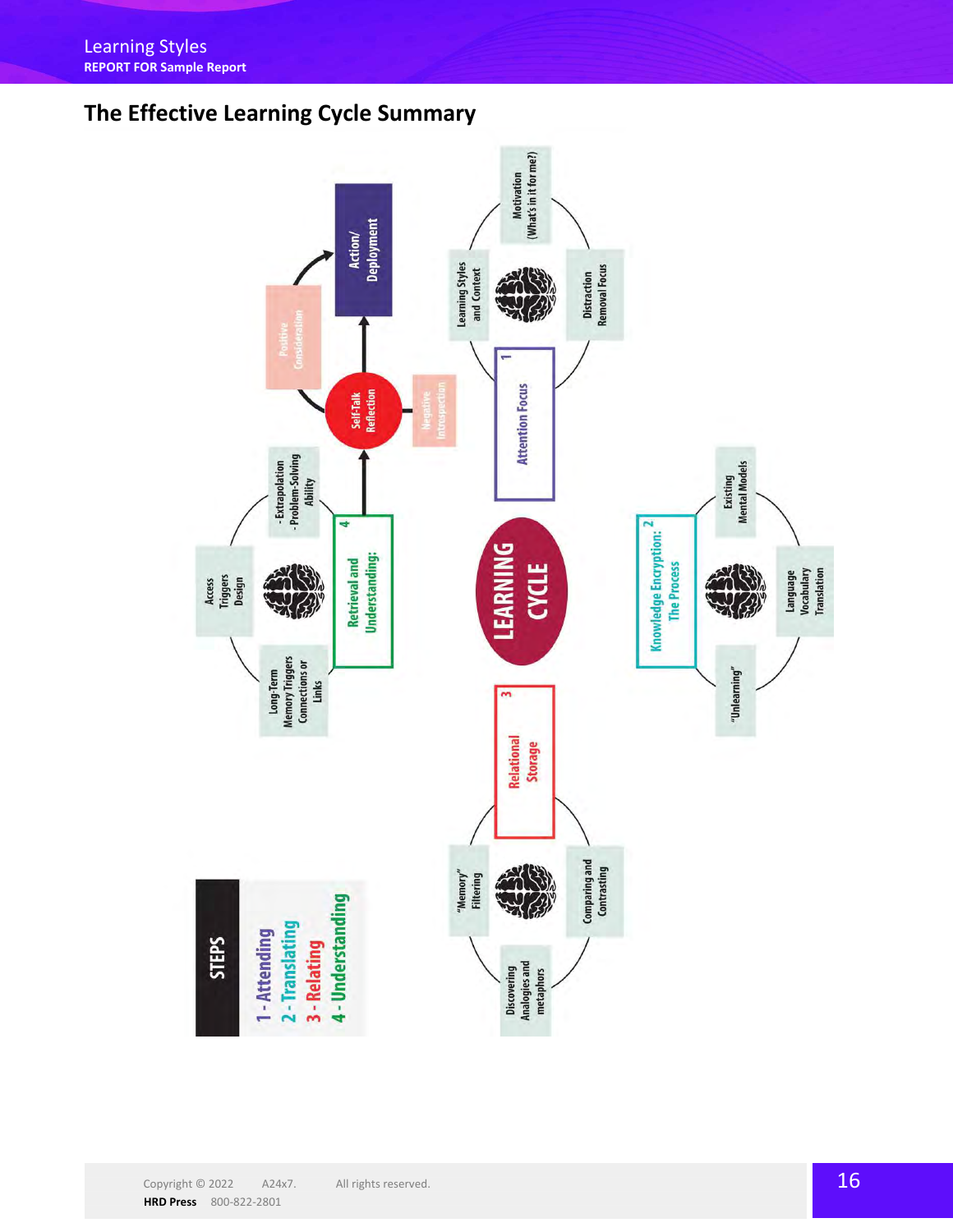## The Effective Learning Cycle Summary

LEARNING CYCLE

1 Attention Focus
- Learning Styles and Context
- Motivation (What's in it for me?)
- Distraction Removal Focus

2 Knowledge Encryption: The Process
- Existing Mental Models
- Language Vocabulary Translation
- "Unlearning"

3 Relational Storage
- "Memory" Filtering
- Discovering Analogies and metaphors
- Comparing and Contrasting

4 Retrieval and Understanding:
- Access Triggers Design
- Long-Term Memory Triggers Connections or Links
- Extrapolation
- Problem-Solving Ability

Self-Talk Reflection

Positive Consideration

Negative Introspection

Action/ Deployment

**STEPS**

1 - Attending
2 - Translating
3 - Relating
4 - Understanding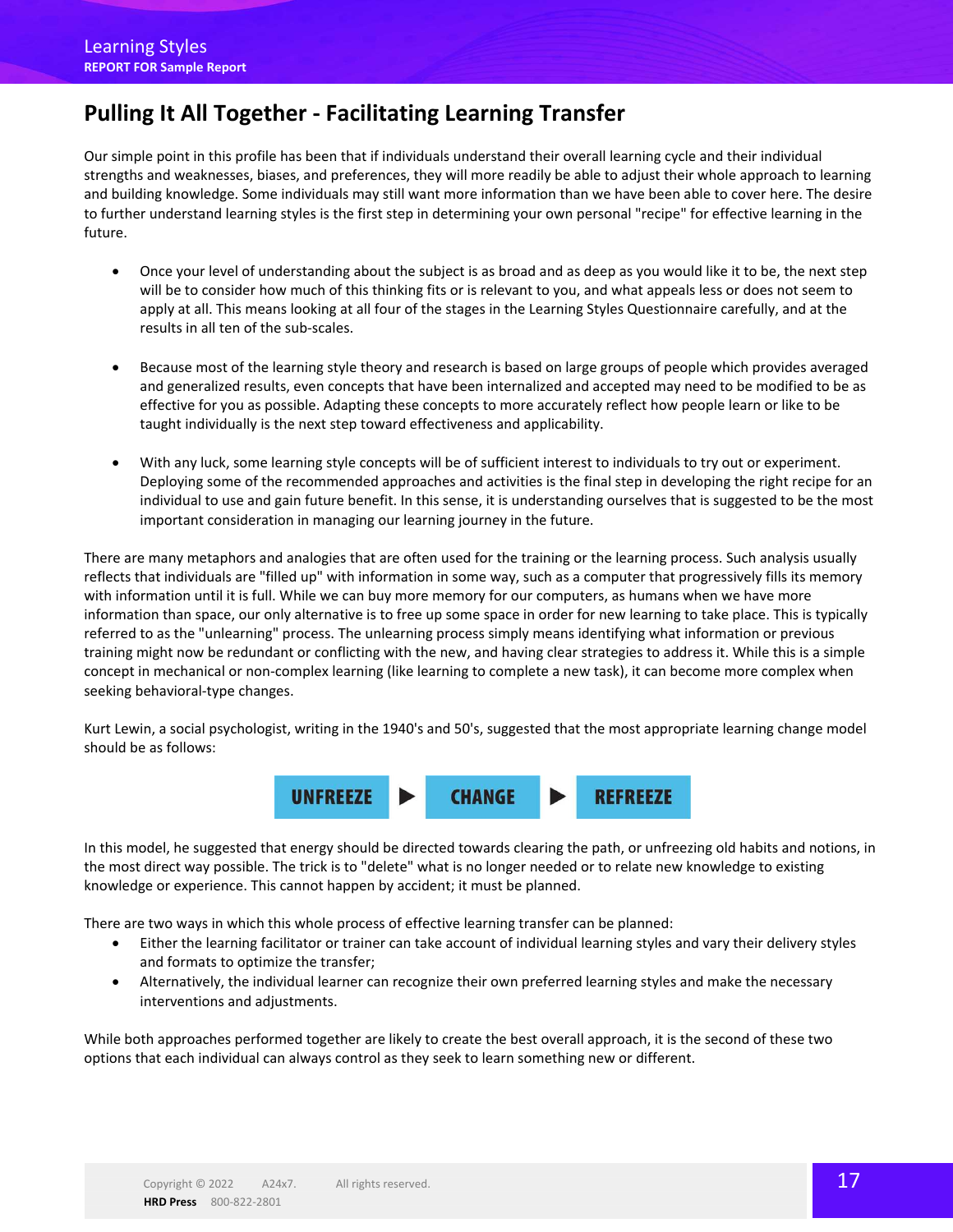## Pulling It All Together - Facilitating Learning Transfer

Our simple point in this profile has been that if individuals understand their overall learning cycle and their individual strengths and weaknesses, biases, and preferences, they will more readily be able to adjust their whole approach to learning and building knowledge. Some individuals may still want more information than we have been able to cover here. The desire to further understand learning styles is the first step in determining your own personal "recipe" for effective learning in the future.

- Once your level of understanding about the subject is as broad and as deep as you would like it to be, the next step will be to consider how much of this thinking fits or is relevant to you, and what appeals less or does not seem to apply at all. This means looking at all four of the stages in the Learning Styles Questionnaire carefully, and at the results in all ten of the sub-scales.

- Because most of the learning style theory and research is based on large groups of people which provides averaged and generalized results, even concepts that have been internalized and accepted may need to be modified to be as effective for you as possible. Adapting these concepts to more accurately reflect how people learn or like to be taught individually is the next step toward effectiveness and applicability.

- With any luck, some learning style concepts will be of sufficient interest to individuals to try out or experiment. Deploying some of the recommended approaches and activities is the final step in developing the right recipe for an individual to use and gain future benefit. In this sense, it is understanding ourselves that is suggested to be the most important consideration in managing our learning journey in the future.

There are many metaphors and analogies that are often used for the training or the learning process. Such analysis usually reflects that individuals are "filled up" with information in some way, such as a computer that progressively fills its memory with information until it is full. While we can buy more memory for our computers, as humans when we have more information than space, our only alternative is to free up some space in order for new learning to take place. This is typically referred to as the "unlearning" process. The unlearning process simply means identifying what information or previous training might now be redundant or conflicting with the new, and having clear strategies to address it. While this is a simple concept in mechanical or non-complex learning (like learning to complete a new task), it can become more complex when seeking behavioral-type changes.

Kurt Lewin, a social psychologist, writing in the 1940's and 50's, suggested that the most appropriate learning change model should be as follows:

**UNFREEZE** ▶ **CHANGE** ▶ **REFREEZE**

In this model, he suggested that energy should be directed towards clearing the path, or unfreezing old habits and notions, in the most direct way possible. The trick is to "delete" what is no longer needed or to relate new knowledge to existing knowledge or experience. This cannot happen by accident; it must be planned.

There are two ways in which this whole process of effective learning transfer can be planned:

- Either the learning facilitator or trainer can take account of individual learning styles and vary their delivery styles and formats to optimize the transfer;
- Alternatively, the individual learner can recognize their own preferred learning styles and make the necessary interventions and adjustments.

While both approaches performed together are likely to create the best overall approach, it is the second of these two options that each individual can always control as they seek to learn something new or different.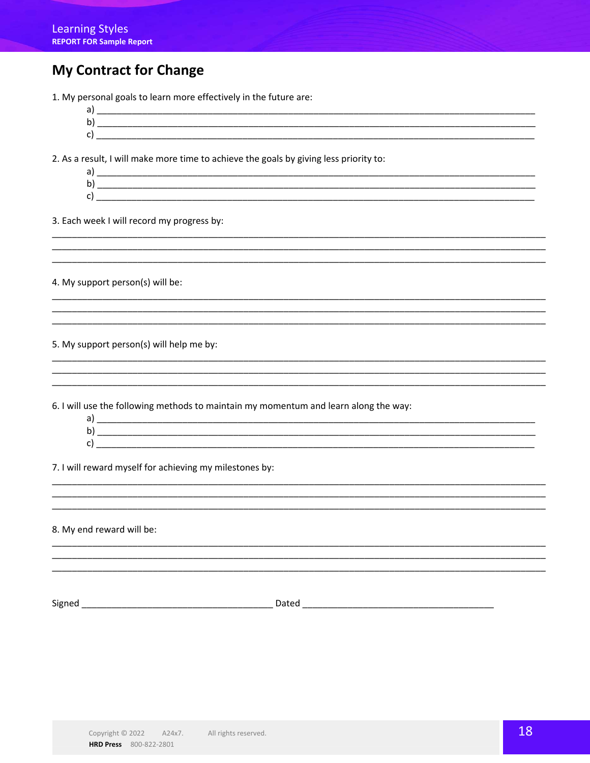## My Contract for Change

1. My personal goals to learn more effectively in the future are:
   a) ______________________________________________________________________________
   b) ______________________________________________________________________________
   c) ______________________________________________________________________________

2. As a result, I will make more time to achieve the goals by giving less priority to:
   a) ______________________________________________________________________________
   b) ______________________________________________________________________________
   c) ______________________________________________________________________________

3. Each week I will record my progress by:

______________________________________________________________________________
______________________________________________________________________________
______________________________________________________________________________

4. My support person(s) will be:

______________________________________________________________________________
______________________________________________________________________________
______________________________________________________________________________

5. My support person(s) will help me by:

______________________________________________________________________________
______________________________________________________________________________
______________________________________________________________________________

6. I will use the following methods to maintain my momentum and learn along the way:
   a) ______________________________________________________________________________
   b) ______________________________________________________________________________
   c) ______________________________________________________________________________

7. I will reward myself for achieving my milestones by:

______________________________________________________________________________
______________________________________________________________________________
______________________________________________________________________________

8. My end reward will be:

______________________________________________________________________________
______________________________________________________________________________
______________________________________________________________________________

Signed ____________________________________ Dated ____________________________________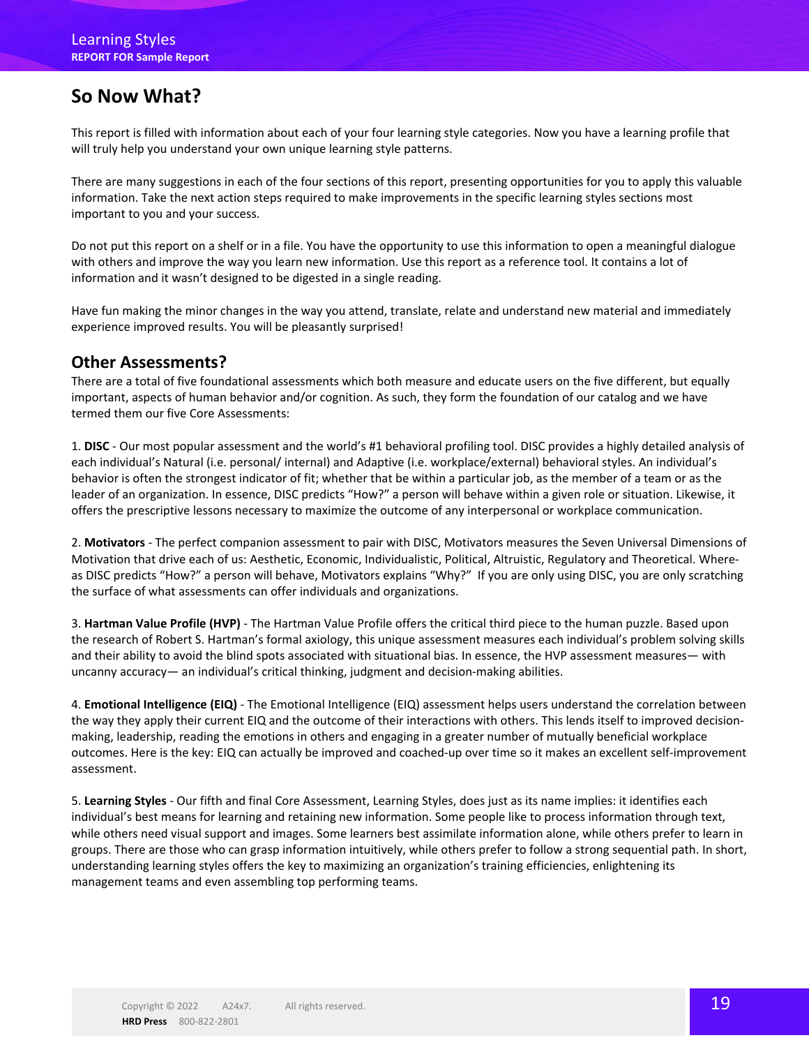## So Now What?

This report is filled with information about each of your four learning style categories. Now you have a learning profile that will truly help you understand your own unique learning style patterns.

There are many suggestions in each of the four sections of this report, presenting opportunities for you to apply this valuable information. Take the next action steps required to make improvements in the specific learning styles sections most important to you and your success.

Do not put this report on a shelf or in a file. You have the opportunity to use this information to open a meaningful dialogue with others and improve the way you learn new information. Use this report as a reference tool. It contains a lot of information and it wasn't designed to be digested in a single reading.

Have fun making the minor changes in the way you attend, translate, relate and understand new material and immediately experience improved results. You will be pleasantly surprised!

## Other Assessments?

There are a total of five foundational assessments which both measure and educate users on the five different, but equally important, aspects of human behavior and/or cognition. As such, they form the foundation of our catalog and we have termed them our five Core Assessments:

1. **DISC** - Our most popular assessment and the world's #1 behavioral profiling tool. DISC provides a highly detailed analysis of each individual's Natural (i.e. personal/ internal) and Adaptive (i.e. workplace/external) behavioral styles. An individual's behavior is often the strongest indicator of fit; whether that be within a particular job, as the member of a team or as the leader of an organization. In essence, DISC predicts "How?" a person will behave within a given role or situation. Likewise, it offers the prescriptive lessons necessary to maximize the outcome of any interpersonal or workplace communication.

2. **Motivators** - The perfect companion assessment to pair with DISC, Motivators measures the Seven Universal Dimensions of Motivation that drive each of us: Aesthetic, Economic, Individualistic, Political, Altruistic, Regulatory and Theoretical. Whereas DISC predicts "How?" a person will behave, Motivators explains "Why?" If you are only using DISC, you are only scratching the surface of what assessments can offer individuals and organizations.

3. **Hartman Value Profile (HVP)** - The Hartman Value Profile offers the critical third piece to the human puzzle. Based upon the research of Robert S. Hartman's formal axiology, this unique assessment measures each individual's problem solving skills and their ability to avoid the blind spots associated with situational bias. In essence, the HVP assessment measures— with uncanny accuracy— an individual's critical thinking, judgment and decision-making abilities.

4. **Emotional Intelligence (EIQ)** - The Emotional Intelligence (EIQ) assessment helps users understand the correlation between the way they apply their current EIQ and the outcome of their interactions with others. This lends itself to improved decision-making, leadership, reading the emotions in others and engaging in a greater number of mutually beneficial workplace outcomes. Here is the key: EIQ can actually be improved and coached-up over time so it makes an excellent self-improvement assessment.

5. **Learning Styles** - Our fifth and final Core Assessment, Learning Styles, does just as its name implies: it identifies each individual's best means for learning and retaining new information. Some people like to process information through text, while others need visual support and images. Some learners best assimilate information alone, while others prefer to learn in groups. There are those who can grasp information intuitively, while others prefer to follow a strong sequential path. In short, understanding learning styles offers the key to maximizing an organization's training efficiencies, enlightening its management teams and even assembling top performing teams.